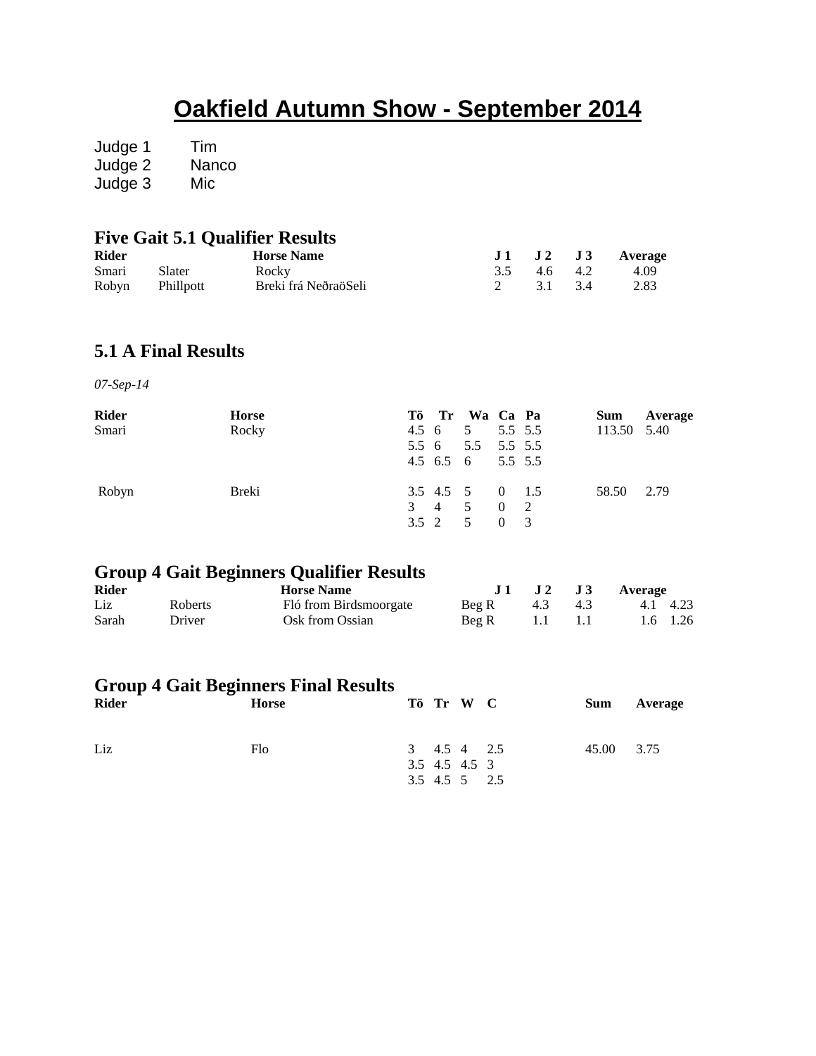# Oakfield Autumn Show - September 2014

Judge 1 Tim
Judge 2 Nanco
Judge 3 Mic

## Five Gait 5.1 Qualifier Results

| Rider | | Horse Name | J 1 | J 2 | J 3 | Average |
|---|---|---|---|---|---|---|
| Smari | Slater | Rocky | 3.5 | 4.6 | 4.2 | 4.09 |
| Robyn | Phillpott | Breki frá NeðraöSeli | 2 | 3.1 | 3.4 | 2.83 |

## 5.1 A Final Results

*07-Sep-14*

| Rider | Horse | Tö | Tr | Wa | Ca | Pa | Sum | Average |
|---|---|---|---|---|---|---|---|---|
| Smari | Rocky | 4.5 | 6 | 5 | 5.5 | 5.5 | 113.50 | 5.40 |
| | | 5.5 | 6 | 5.5 | 5.5 | 5.5 | | |
| | | 4.5 | 6.5 | 6 | 5.5 | 5.5 | | |
| Robyn | Breki | 3.5 | 4.5 | 5 | 0 | 1.5 | 58.50 | 2.79 |
| | | 3 | 4 | 5 | 0 | 2 | | |
| | | 3.5 | 2 | 5 | 0 | 3 | | |

## Group 4 Gait Beginners Qualifier Results

| Rider | | Horse Name | J 1 | J 2 | J 3 | Average | |
|---|---|---|---|---|---|---|---|
| Liz | Roberts | Fló from Birdsmoorgate | Beg R | 4.3 | 4.3 | 4.1 | 4.23 |
| Sarah | Driver | Osk from Ossian | Beg R | 1.1 | 1.1 | 1.6 | 1.26 |

## Group 4 Gait Beginners Final Results

| Rider | Horse | Tö | Tr | W | C | Sum | Average |
|---|---|---|---|---|---|---|---|
| Liz | Flo | 3 | 4.5 | 4 | 2.5 | 45.00 | 3.75 |
| | | 3.5 | 4.5 | 4.5 | 3 | | |
| | | 3.5 | 4.5 | 5 | 2.5 | | |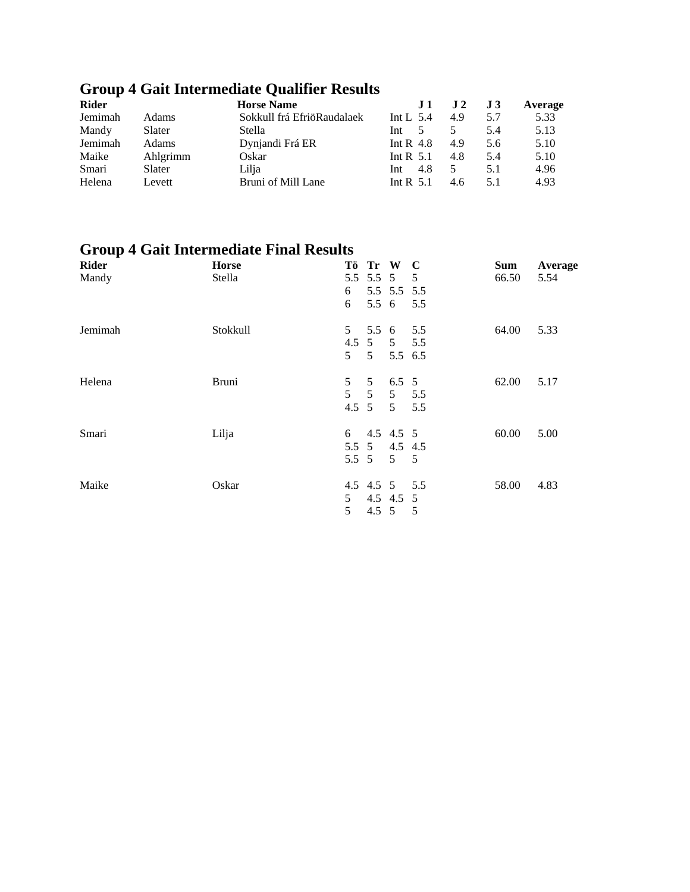## Group 4 Gait Intermediate Qualifier Results

| Rider | | Horse Name | | J 1 | J 2 | J 3 | Average |
|---|---|---|---|---|---|---|---|
| Jemimah | Adams | Sokkull frá EfriöRaudalaek | Int L | 5.4 | 4.9 | 5.7 | 5.33 |
| Mandy | Slater | Stella | Int | 5 | 5 | 5.4 | 5.13 |
| Jemimah | Adams | Dynjandi Frá ER | Int R | 4.8 | 4.9 | 5.6 | 5.10 |
| Maike | Ahlgrimm | Oskar | Int R | 5.1 | 4.8 | 5.4 | 5.10 |
| Smari | Slater | Lilja | Int | 4.8 | 5 | 5.1 | 4.96 |
| Helena | Levett | Bruni of Mill Lane | Int R | 5.1 | 4.6 | 5.1 | 4.93 |

## Group 4 Gait Intermediate Final Results

| Rider | Horse | Tö | Tr | W | C | Sum | Average |
|---|---|---|---|---|---|---|---|
| Mandy | Stella | 5.5 | 5.5 | 5 | 5 | 66.50 | 5.54 |
| | | 6 | 5.5 | 5.5 | 5.5 | | |
| | | 6 | 5.5 | 6 | 5.5 | | |
| Jemimah | Stokkull | 5 | 5.5 | 6 | 5.5 | 64.00 | 5.33 |
| | | 4.5 | 5 | 5 | 5.5 | | |
| | | 5 | 5 | 5.5 | 6.5 | | |
| Helena | Bruni | 5 | 5 | 6.5 | 5 | 62.00 | 5.17 |
| | | 5 | 5 | 5 | 5.5 | | |
| | | 4.5 | 5 | 5 | 5.5 | | |
| Smari | Lilja | 6 | 4.5 | 4.5 | 5 | 60.00 | 5.00 |
| | | 5.5 | 5 | 4.5 | 4.5 | | |
| | | 5.5 | 5 | 5 | 5 | | |
| Maike | Oskar | 4.5 | 4.5 | 5 | 5.5 | 58.00 | 4.83 |
| | | 5 | 4.5 | 4.5 | 5 | | |
| | | 5 | 4.5 | 5 | 5 | | |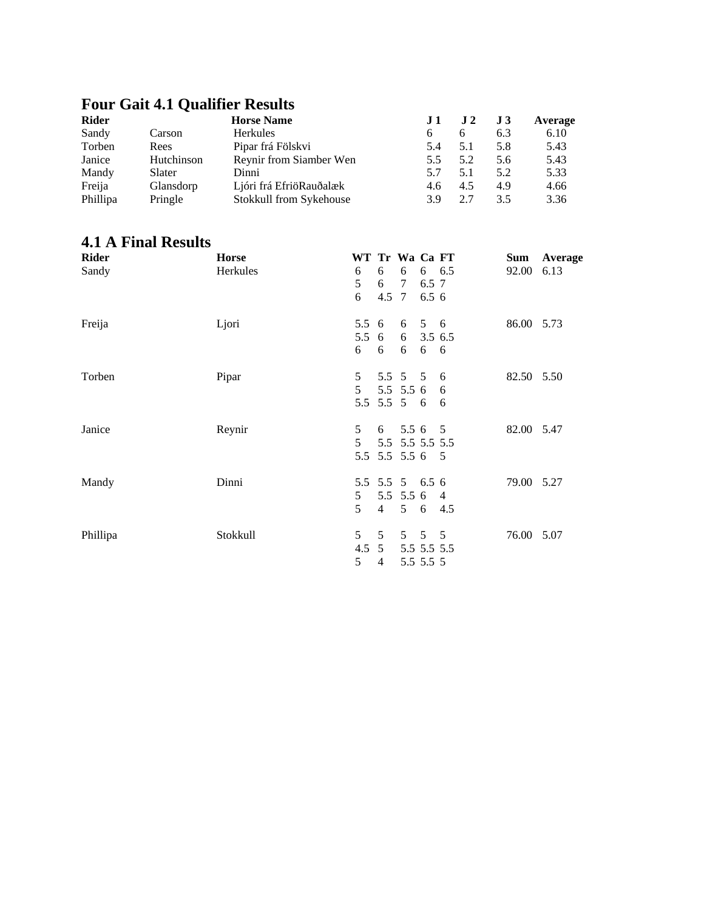## Four Gait 4.1 Qualifier Results

| Rider | | Horse Name | J 1 | J 2 | J 3 | Average |
|---|---|---|---|---|---|---|
| Sandy | Carson | Herkules | 6 | 6 | 6.3 | 6.10 |
| Torben | Rees | Pipar frá Fölskvi | 5.4 | 5.1 | 5.8 | 5.43 |
| Janice | Hutchinson | Reynir from Siamber Wen | 5.5 | 5.2 | 5.6 | 5.43 |
| Mandy | Slater | Dinni | 5.7 | 5.1 | 5.2 | 5.33 |
| Freija | Glansdorp | Ljóri frá EfriöRauðalæk | 4.6 | 4.5 | 4.9 | 4.66 |
| Phillipa | Pringle | Stokkull from Sykehouse | 3.9 | 2.7 | 3.5 | 3.36 |

## 4.1 A Final Results

| Rider | Horse | WT | Tr | Wa | Ca | FT | Sum | Average |
|---|---|---|---|---|---|---|---|---|
| Sandy | Herkules | 6 | 6 | 6 | 6 | 6.5 | 92.00 | 6.13 |
| | | 5 | 6 | 7 | 6.5 | 7 | | |
| | | 6 | 4.5 | 7 | 6.5 | 6 | | |
| Freija | Ljori | 5.5 | 6 | 6 | 5 | 6 | 86.00 | 5.73 |
| | | 5.5 | 6 | 6 | 3.5 | 6.5 | | |
| | | 6 | 6 | 6 | 6 | 6 | | |
| Torben | Pipar | 5 | 5.5 | 5 | 5 | 6 | 82.50 | 5.50 |
| | | 5 | 5.5 | 5.5 | 6 | 6 | | |
| | | 5.5 | 5.5 | 5 | 6 | 6 | | |
| Janice | Reynir | 5 | 6 | 5.5 | 6 | 5 | 82.00 | 5.47 |
| | | 5 | 5.5 | 5.5 | 5.5 | 5.5 | | |
| | | 5.5 | 5.5 | 5.5 | 6 | 5 | | |
| Mandy | Dinni | 5.5 | 5.5 | 5 | 6.5 | 6 | 79.00 | 5.27 |
| | | 5 | 5.5 | 5.5 | 6 | 4 | | |
| | | 5 | 4 | 5 | 6 | 4.5 | | |
| Phillipa | Stokkull | 5 | 5 | 5 | 5 | 5 | 76.00 | 5.07 |
| | | 4.5 | 5 | 5.5 | 5.5 | 5.5 | | |
| | | 5 | 4 | 5.5 | 5.5 | 5 | | |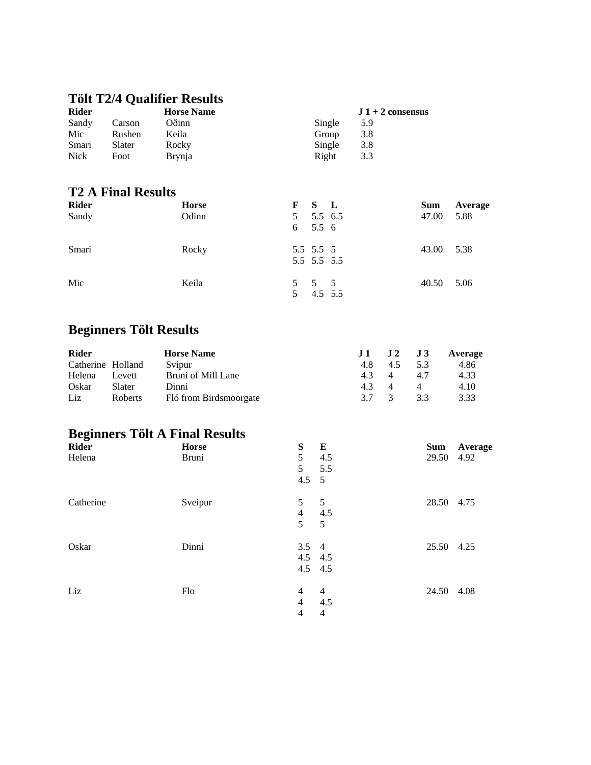## Tölt T2/4 Qualifier Results

| Rider | | Horse Name | | J 1 + 2 consensus |
|---|---|---|---|---|
| Sandy | Carson | Oðinn | Single | 5.9 |
| Mic | Rushen | Keila | Group | 3.8 |
| Smari | Slater | Rocky | Single | 3.8 |
| Nick | Foot | Brynja | Right | 3.3 |

## T2 A Final Results

| Rider | Horse | F | S | L | Sum | Average |
|---|---|---|---|---|---|---|
| Sandy | Odinn | 5 | 5.5 | 6.5 | 47.00 | 5.88 |
| | | 6 | 5.5 | 6 | | |
| Smari | Rocky | 5.5 | 5.5 | 5 | 43.00 | 5.38 |
| | | 5.5 | 5.5 | 5.5 | | |
| Mic | Keila | 5 | 5 | 5 | 40.50 | 5.06 |
| | | 5 | 4.5 | 5.5 | | |

## Beginners Tölt Results

| Rider | | Horse Name | J 1 | J 2 | J 3 | Average |
|---|---|---|---|---|---|---|
| Catherine | Holland | Svipur | 4.8 | 4.5 | 5.3 | 4.86 |
| Helena | Levett | Bruni of Mill Lane | 4.3 | 4 | 4.7 | 4.33 |
| Oskar | Slater | Dinni | 4.3 | 4 | 4 | 4.10 |
| Liz | Roberts | Fló from Birdsmoorgate | 3.7 | 3 | 3.3 | 3.33 |

## Beginners Tölt A Final Results

| Rider | Horse | S | E | Sum | Average |
|---|---|---|---|---|---|
| Helena | Bruni | 5 | 4.5 | 29.50 | 4.92 |
| | | 5 | 5.5 | | |
| | | 4.5 | 5 | | |
| Catherine | Sveipur | 5 | 5 | 28.50 | 4.75 |
| | | 4 | 4.5 | | |
| | | 5 | 5 | | |
| Oskar | Dinni | 3.5 | 4 | 25.50 | 4.25 |
| | | 4.5 | 4.5 | | |
| | | 4.5 | 4.5 | | |
| Liz | Flo | 4 | 4 | 24.50 | 4.08 |
| | | 4 | 4.5 | | |
| | | 4 | 4 | | |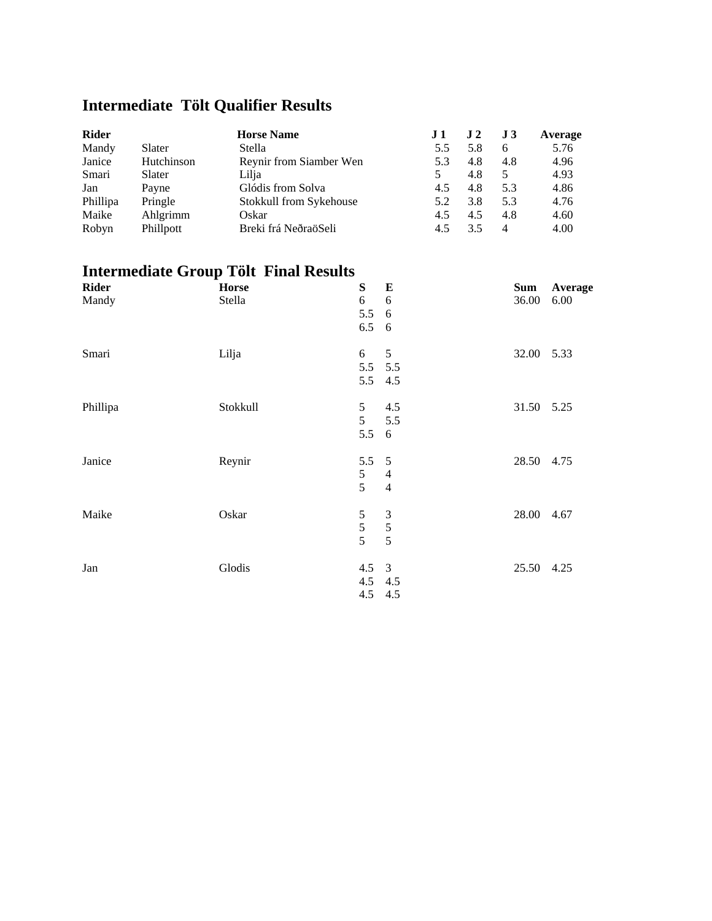## Intermediate Tölt Qualifier Results

| Rider | | Horse Name | J 1 | J 2 | J 3 | Average |
|---|---|---|---|---|---|---|
| Mandy | Slater | Stella | 5.5 | 5.8 | 6 | 5.76 |
| Janice | Hutchinson | Reynir from Siamber Wen | 5.3 | 4.8 | 4.8 | 4.96 |
| Smari | Slater | Lilja | 5 | 4.8 | 5 | 4.93 |
| Jan | Payne | Glódis from Solva | 4.5 | 4.8 | 5.3 | 4.86 |
| Phillipa | Pringle | Stokkull from Sykehouse | 5.2 | 3.8 | 5.3 | 4.76 |
| Maike | Ahlgrimm | Oskar | 4.5 | 4.5 | 4.8 | 4.60 |
| Robyn | Phillpott | Breki frá NeðraöSeli | 4.5 | 3.5 | 4 | 4.00 |

## Intermediate Group Tölt Final Results

| Rider | Horse | S | E | Sum | Average |
|---|---|---|---|---|---|
| Mandy | Stella | 6 | 6 | 36.00 | 6.00 |
| | | 5.5 | 6 | | |
| | | 6.5 | 6 | | |
| Smari | Lilja | 6 | 5 | 32.00 | 5.33 |
| | | 5.5 | 5.5 | | |
| | | 5.5 | 4.5 | | |
| Phillipa | Stokkull | 5 | 4.5 | 31.50 | 5.25 |
| | | 5 | 5.5 | | |
| | | 5.5 | 6 | | |
| Janice | Reynir | 5.5 | 5 | 28.50 | 4.75 |
| | | 5 | 4 | | |
| | | 5 | 4 | | |
| Maike | Oskar | 5 | 3 | 28.00 | 4.67 |
| | | 5 | 5 | | |
| | | 5 | 5 | | |
| Jan | Glodis | 4.5 | 3 | 25.50 | 4.25 |
| | | 4.5 | 4.5 | | |
| | | 4.5 | 4.5 | | |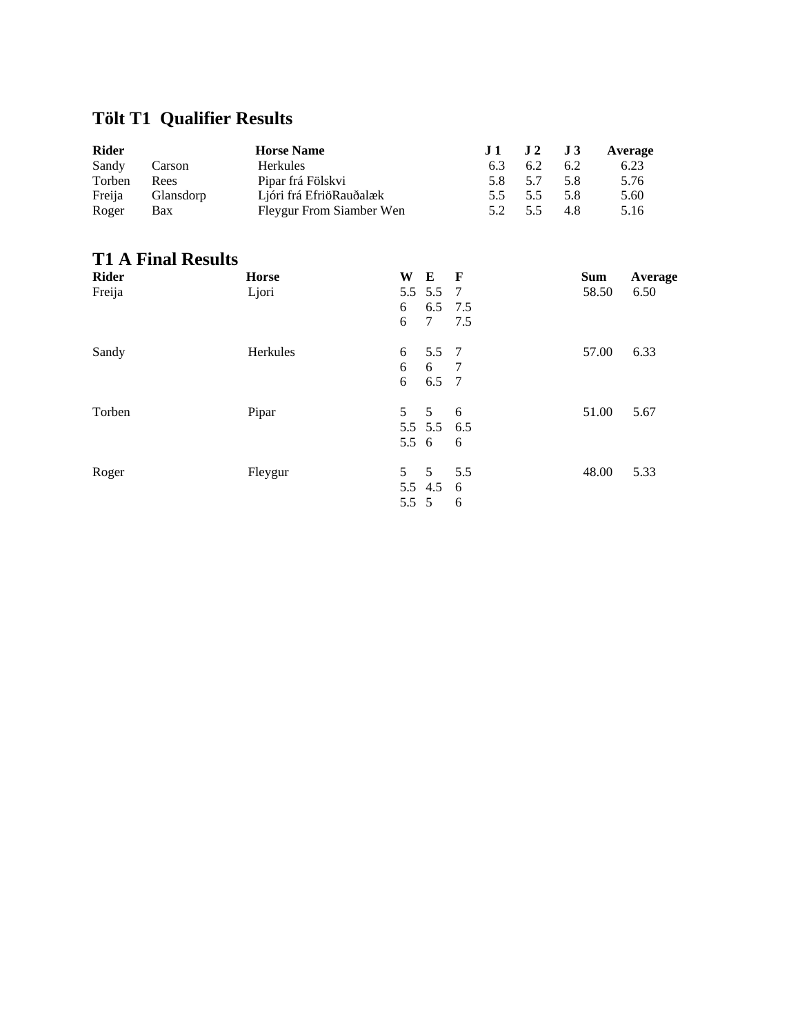## Tölt T1  Qualifier Results

| Rider | | Horse Name | J 1 | J 2 | J 3 | Average |
|---|---|---|---|---|---|---|
| Sandy | Carson | Herkules | 6.3 | 6.2 | 6.2 | 6.23 |
| Torben | Rees | Pipar frá Fölskvi | 5.8 | 5.7 | 5.8 | 5.76 |
| Freija | Glansdorp | Ljóri frá EfriöRauðalæk | 5.5 | 5.5 | 5.8 | 5.60 |
| Roger | Bax | Fleygur From Siamber Wen | 5.2 | 5.5 | 4.8 | 5.16 |

## T1 A Final Results

| Rider | Horse | W | E | F | Sum | Average |
|---|---|---|---|---|---|---|
| Freija | Ljori | 5.5 | 5.5 | 7 | 58.50 | 6.50 |
| | | 6 | 6.5 | 7.5 | | |
| | | 6 | 7 | 7.5 | | |
| Sandy | Herkules | 6 | 5.5 | 7 | 57.00 | 6.33 |
| | | 6 | 6 | 7 | | |
| | | 6 | 6.5 | 7 | | |
| Torben | Pipar | 5 | 5 | 6 | 51.00 | 5.67 |
| | | 5.5 | 5.5 | 6.5 | | |
| | | 5.5 | 6 | 6 | | |
| Roger | Fleygur | 5 | 5 | 5.5 | 48.00 | 5.33 |
| | | 5.5 | 4.5 | 6 | | |
| | | 5.5 | 5 | 6 | | |